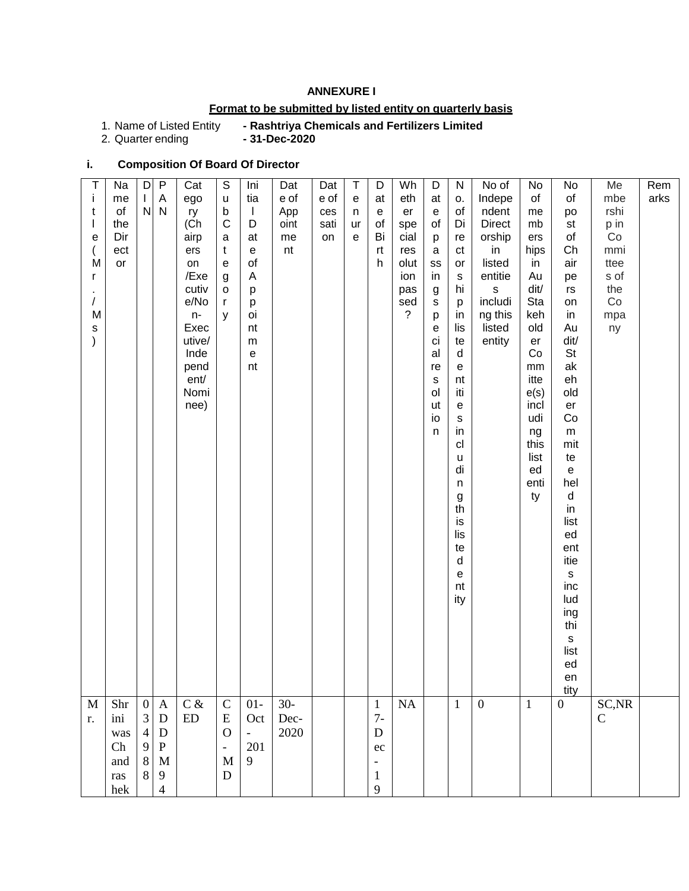**ANNEXURE I**

**Format to be submitted by listed entity on quarterly basis**

1. Name of Listed Entity **- Rashtriya Chemicals and Fertilizers Limited**
2. Quarter ending **- 31-Dec-2020**

**i. Composition Of Board Of Director**

| Title (Mr./Ms) | Name of the Director | DIN | PAN | Category (Chairperson/Executive/Non-Executive/Independent/Nominee) | Sub Category | Initial Date of Appointment | Date of Appointment | Date of cessation | Tenure | Date of Birth | Whether special resolution passed? | Date of passing special resolution | No. of Directorship in listed entities including this listed entity | No of Independent Directorship in listed entities including this listed entity | No of memberships in Audit/Stakeholder Committee(s) including this listed entity | No of post of Chairperson in Audit/Stakeholder Committee held in listed entities including this listed entity | Membership in Committees of the Company | Remarks |
|---|---|---|---|---|---|---|---|---|---|---|---|---|---|---|---|---|---|---|
| Mr. | Shriniwas Chandrashekhar | 03498 8 | ADDPM94 | C & ED | CEO-MD | 01-Oct-2019 | 30-Dec-2020 | | | 17-Dec-19 | NA | | 1 | 0 | 1 | 0 | SC,NRC | |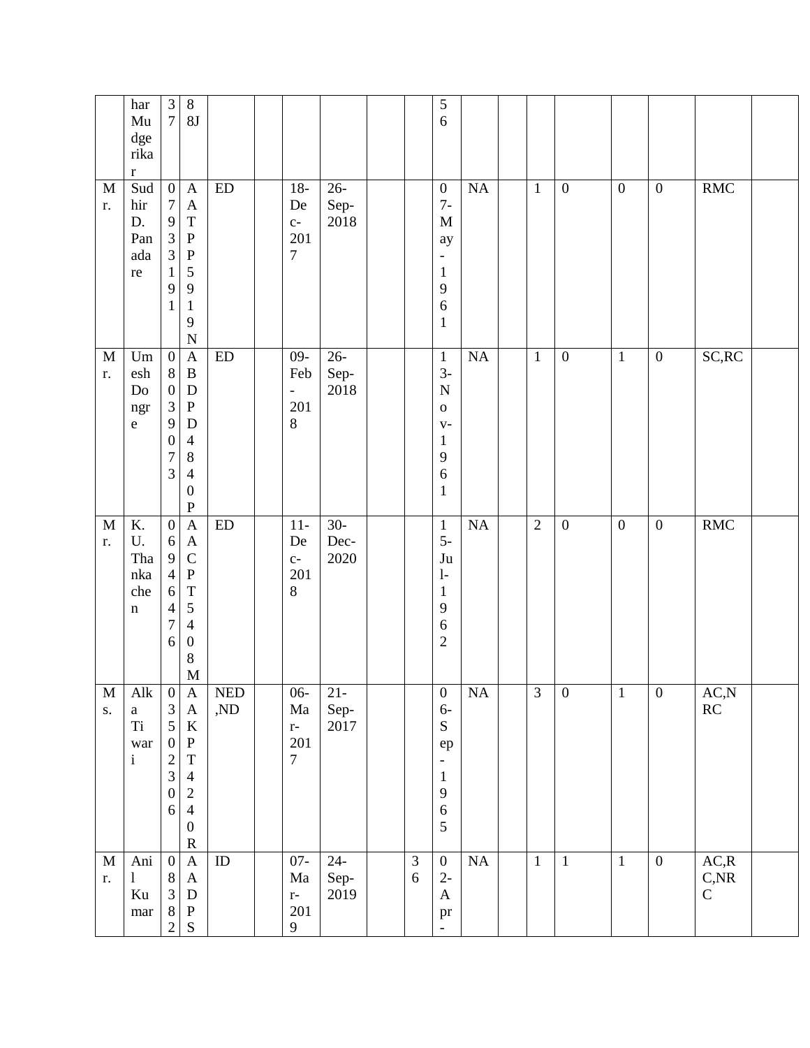| | | | | | | | | | | | | | | | | | | |
|---|---|---|---|---|---|---|---|---|---|---|---|---|---|---|---|---|---|---|
| | harMudgerikar | 37 | 88J | | | | | | | 56 | | | | | | | | |
| Mr. | Sudhir D. Panadare | 07933191 | AATPP5919N | ED | | 18-Dec-2017 | 26-Sep-2018 | | | 07-May-1961 | NA | | 1 | 0 | 0 | 0 | RMC | |
| Mr. | Umesh Dongre | 08039073 | ABDPD4840P | ED | | 09-Feb-2018 | 26-Sep-2018 | | | 13-Nov-1961 | NA | | 1 | 0 | 1 | 0 | SC,RC | |
| Mr. | K. U. Thankachen | 06946476 | AACPT5408M | ED | | 11-Dec-2018 | 30-Dec-2020 | | | 15-Jul-1962 | NA | | 2 | 0 | 0 | 0 | RMC | |
| Ms. | Alka Tiwari | 03502306 | AAKPT4240R | NED,ND | | 06-Mar-2017 | 21-Sep-2017 | | | 06-Sep-1965 | NA | | 3 | 0 | 1 | 0 | AC,NRC | |
| Mr. | Anil Kumar | 08382 | AADPS | ID | | 07-Mar-2019 | 24-Sep-2019 | | 36 | 02-Apr- | NA | | 1 | 1 | 1 | 0 | AC,RC,NRC | |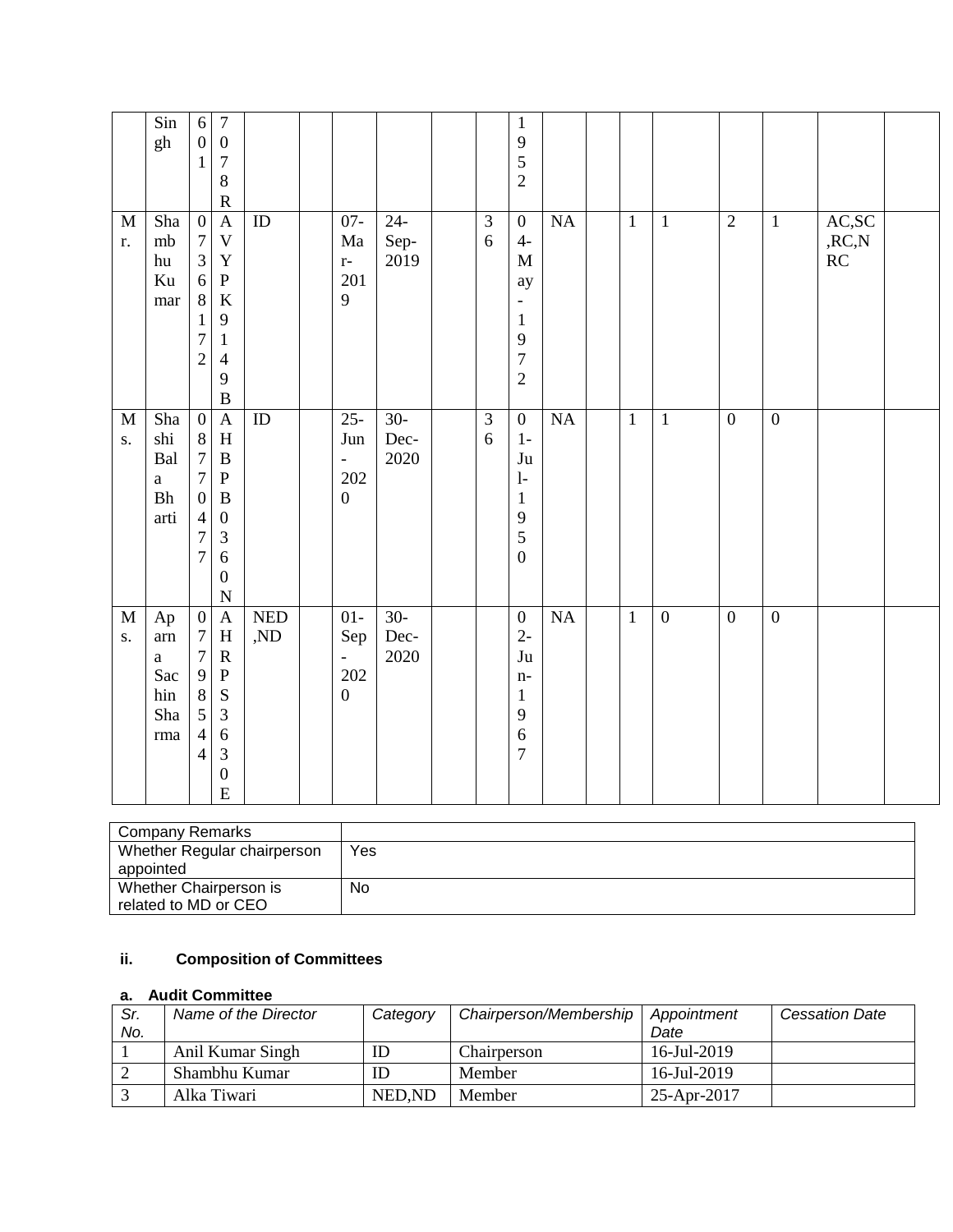|  | Singh | 601 | 70078R |  |  |  |  |  |  | 1952 |  |  |  |  |  |  |  |  |
|---|---|---|---|---|---|---|---|---|---|---|---|---|---|---|---|---|---|---|
| Mr. | Shambhu Kumar | 07368172 | AVYPK9149B | ID |  | 07-Mar-2019 | 24-Sep-2019 |  | 36 | 04-May-1972 | NA |  | 1 | 1 | 2 | 1 | AC,SC,RC,NRC |  |
| Ms. | Shashi Bala Bharti | 08770477 | AHBPB0360N | ID |  | 25-Jun-2020 | 30-Dec-2020 |  | 36 | 01-Jul-1950 | NA |  | 1 | 1 | 0 | 0 |  |  |
| Ms. | Aparna Sachin Sharma | 07798544 | AHRPS3630E | NED,ND |  | 01-Sep-2020 | 30-Dec-2020 |  |  | 02-Jun-1967 | NA |  | 1 | 0 | 0 | 0 |  |  |

| Company Remarks |  |
|---|---|
| Whether Regular chairperson appointed | Yes |
| Whether Chairperson is related to MD or CEO | No |

### ii. Composition of Committees

#### a. Audit Committee

| *Sr. No.* | *Name of the Director* | *Category* | *Chairperson/Membership* | *Appointment Date* | *Cessation Date* |
|---|---|---|---|---|---|
| 1 | Anil Kumar Singh | ID | Chairperson | 16-Jul-2019 |  |
| 2 | Shambhu Kumar | ID | Member | 16-Jul-2019 |  |
| 3 | Alka Tiwari | NED,ND | Member | 25-Apr-2017 |  |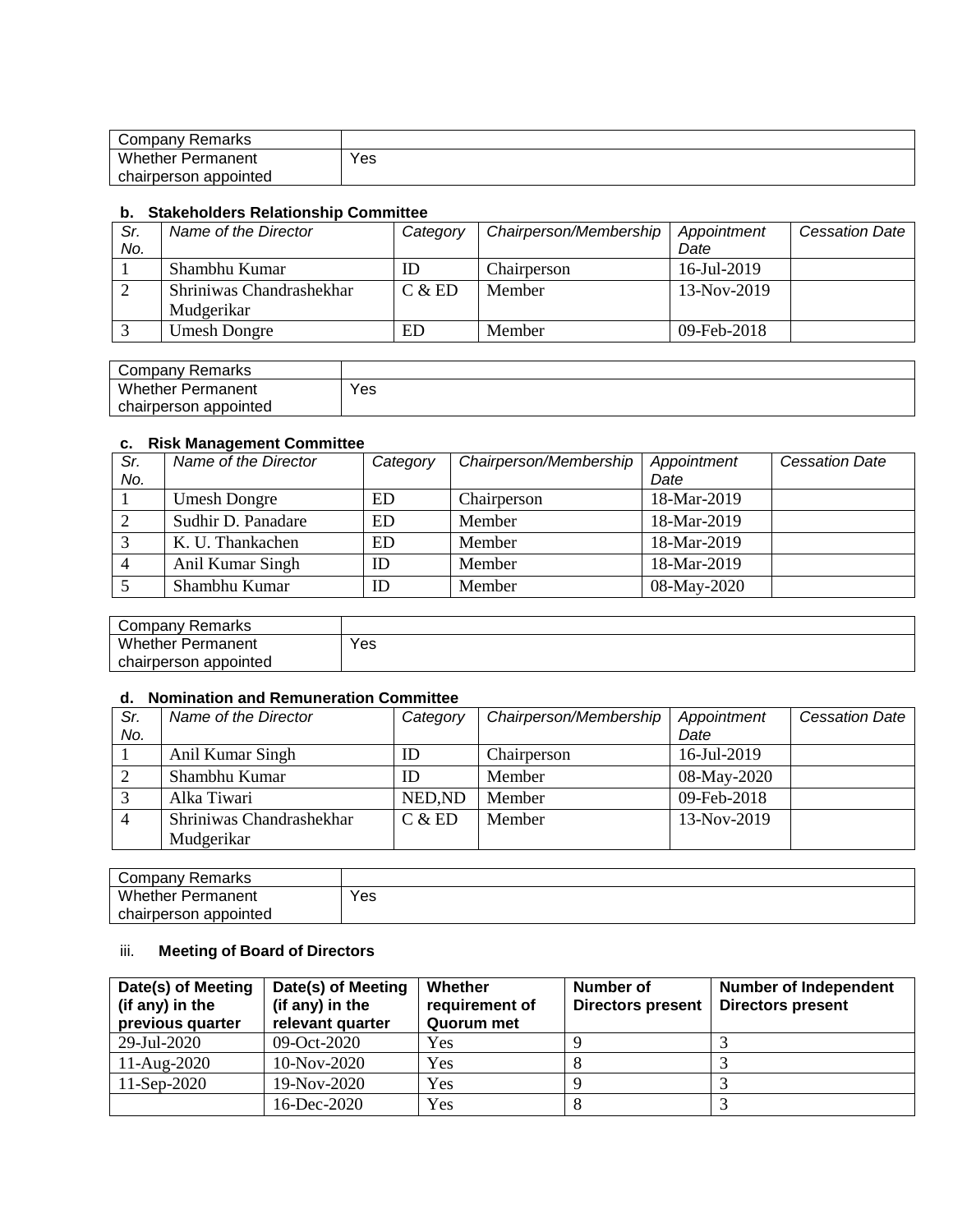| Company Remarks | |
|---|---|
| Whether Permanent chairperson appointed | Yes |

#### b. Stakeholders Relationship Committee

| *Sr. No.* | *Name of the Director* | *Category* | *Chairperson/Membership* | *Appointment Date* | *Cessation Date* |
|---|---|---|---|---|---|
| 1 | Shambhu Kumar | ID | Chairperson | 16-Jul-2019 | |
| 2 | Shriniwas Chandrashekhar Mudgerikar | C & ED | Member | 13-Nov-2019 | |
| 3 | Umesh Dongre | ED | Member | 09-Feb-2018 | |

| Company Remarks | |
|---|---|
| Whether Permanent chairperson appointed | Yes |

#### c. Risk Management Committee

| *Sr. No.* | *Name of the Director* | *Category* | *Chairperson/Membership* | *Appointment Date* | *Cessation Date* |
|---|---|---|---|---|---|
| 1 | Umesh Dongre | ED | Chairperson | 18-Mar-2019 | |
| 2 | Sudhir D. Panadare | ED | Member | 18-Mar-2019 | |
| 3 | K. U. Thankachen | ED | Member | 18-Mar-2019 | |
| 4 | Anil Kumar Singh | ID | Member | 18-Mar-2019 | |
| 5 | Shambhu Kumar | ID | Member | 08-May-2020 | |

| Company Remarks | |
|---|---|
| Whether Permanent chairperson appointed | Yes |

#### d. Nomination and Remuneration Committee

| *Sr. No.* | *Name of the Director* | *Category* | *Chairperson/Membership* | *Appointment Date* | *Cessation Date* |
|---|---|---|---|---|---|
| 1 | Anil Kumar Singh | ID | Chairperson | 16-Jul-2019 | |
| 2 | Shambhu Kumar | ID | Member | 08-May-2020 | |
| 3 | Alka Tiwari | NED,ND | Member | 09-Feb-2018 | |
| 4 | Shriniwas Chandrashekhar Mudgerikar | C & ED | Member | 13-Nov-2019 | |

| Company Remarks | |
|---|---|
| Whether Permanent chairperson appointed | Yes |

### iii. Meeting of Board of Directors

| Date(s) of Meeting (if any) in the previous quarter | Date(s) of Meeting (if any) in the relevant quarter | Whether requirement of Quorum met | Number of Directors present | Number of Independent Directors present |
|---|---|---|---|---|
| 29-Jul-2020 | 09-Oct-2020 | Yes | 9 | 3 |
| 11-Aug-2020 | 10-Nov-2020 | Yes | 8 | 3 |
| 11-Sep-2020 | 19-Nov-2020 | Yes | 9 | 3 |
| | 16-Dec-2020 | Yes | 8 | 3 |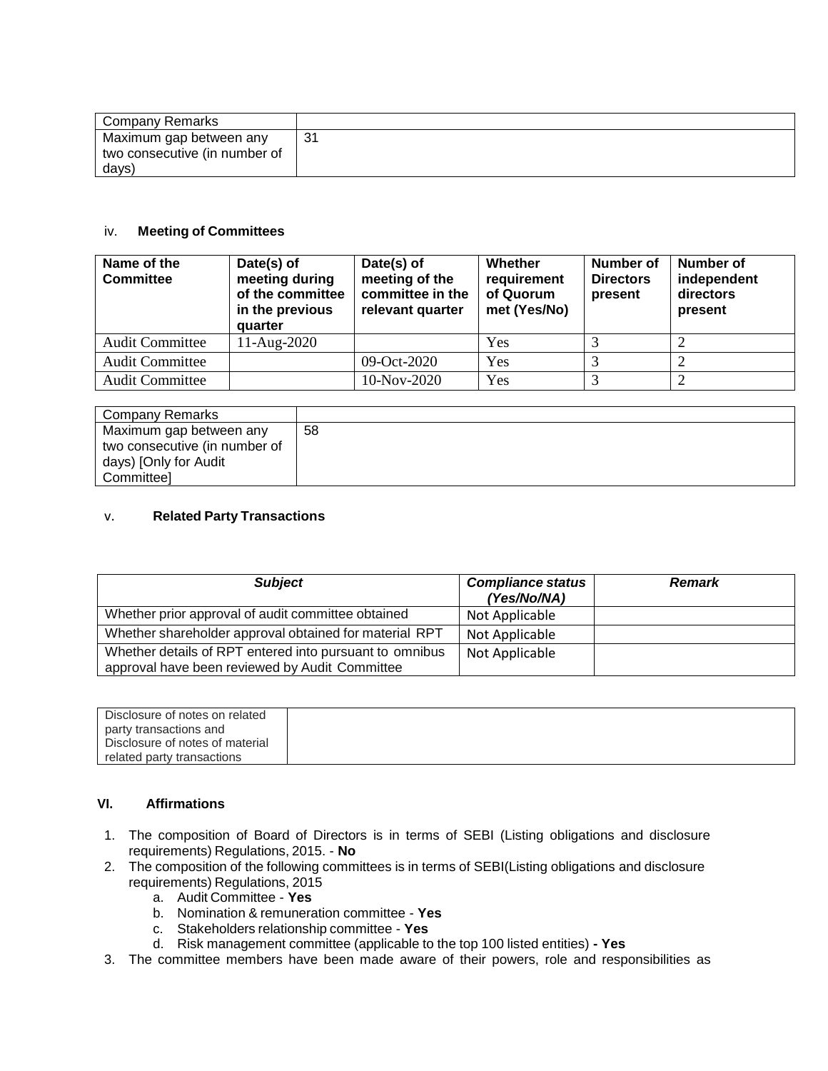| Company Remarks | |
|---|---|
| Maximum gap between any two consecutive (in number of days) | 31 |

### iv. Meeting of Committees

| Name of the Committee | Date(s) of meeting during of the committee in the previous quarter | Date(s) of meeting of the committee in the relevant quarter | Whether requirement of Quorum met (Yes/No) | Number of Directors present | Number of independent directors present |
|---|---|---|---|---|---|
| Audit Committee | 11-Aug-2020 | | Yes | 3 | 2 |
| Audit Committee | | 09-Oct-2020 | Yes | 3 | 2 |
| Audit Committee | | 10-Nov-2020 | Yes | 3 | 2 |

| Company Remarks | |
|---|---|
| Maximum gap between any two consecutive (in number of days) [Only for Audit Committee] | 58 |

### v. Related Party Transactions

| ***Subject*** | ***Compliance status (Yes/No/NA)*** | ***Remark*** |
|---|---|---|
| Whether prior approval of audit committee obtained | Not Applicable | |
| Whether shareholder approval obtained for material RPT | Not Applicable | |
| Whether details of RPT entered into pursuant to omnibus approval have been reviewed by Audit Committee | Not Applicable | |

| Disclosure of notes on related party transactions and Disclosure of notes of material related party transactions | |
|---|---|

### VI. Affirmations

1. The composition of Board of Directors is in terms of SEBI (Listing obligations and disclosure requirements) Regulations, 2015. - **No**
2. The composition of the following committees is in terms of SEBI(Listing obligations and disclosure requirements) Regulations, 2015
   a. Audit Committee - **Yes**
   b. Nomination & remuneration committee - **Yes**
   c. Stakeholders relationship committee - **Yes**
   d. Risk management committee (applicable to the top 100 listed entities) **- Yes**
3. The committee members have been made aware of their powers, role and responsibilities as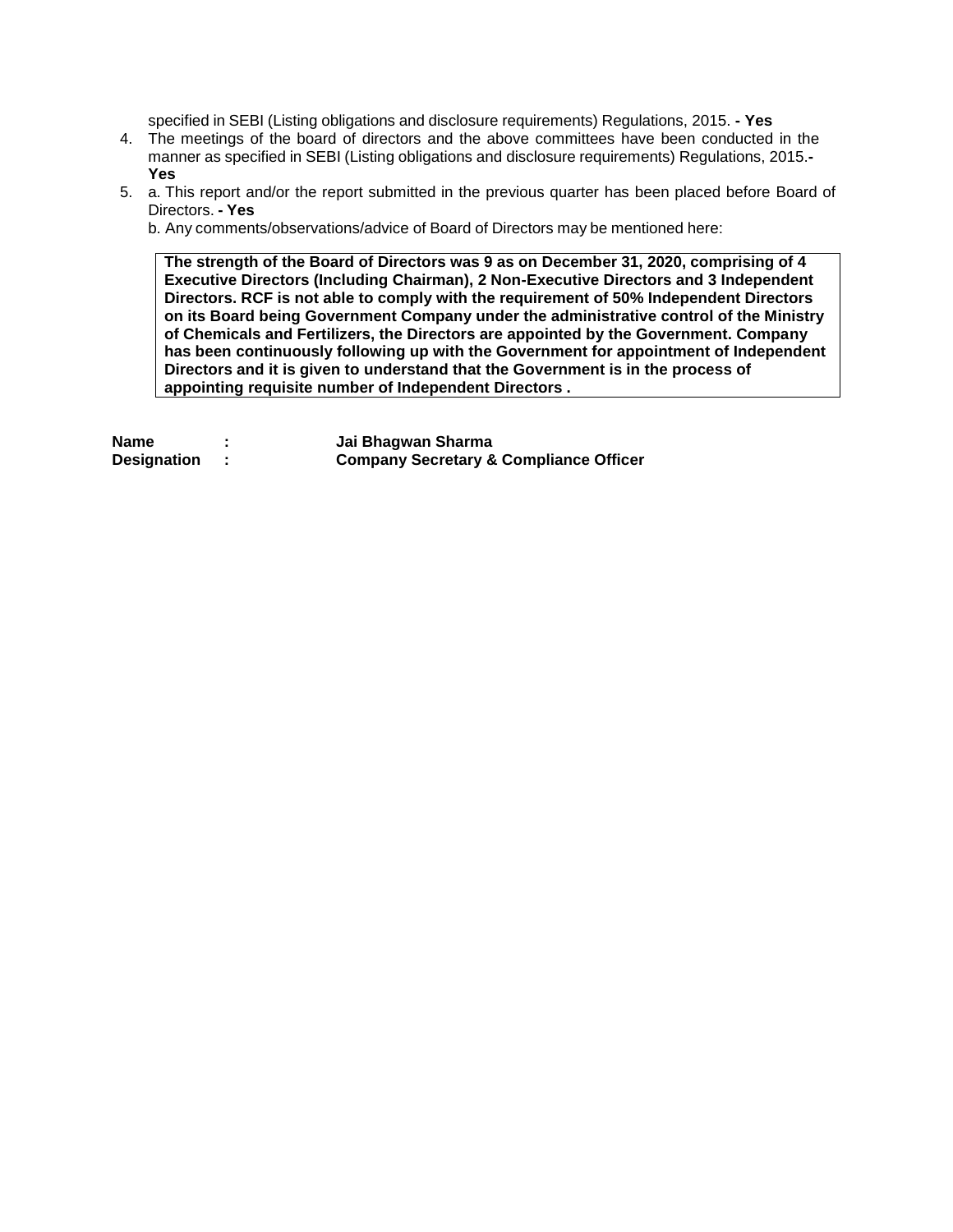specified in SEBI (Listing obligations and disclosure requirements) Regulations, 2015. **- Yes**

4. The meetings of the board of directors and the above committees have been conducted in the manner as specified in SEBI (Listing obligations and disclosure requirements) Regulations, 2015.**- Yes**
5. a. This report and/or the report submitted in the previous quarter has been placed before Board of Directors. **- Yes**

   b. Any comments/observations/advice of Board of Directors may be mentioned here:

| |
|---|
| **The strength of the Board of Directors was 9 as on December 31, 2020, comprising of 4 Executive Directors (Including Chairman), 2 Non-Executive Directors and 3 Independent Directors. RCF is not able to comply with the requirement of 50% Independent Directors on its Board being Government Company under the administrative control of the Ministry of Chemicals and Fertilizers, the Directors are appointed by the Government. Company has been continuously following up with the Government for appointment of Independent Directors and it is given to understand that the Government is in the process of appointing requisite number of Independent Directors .** |

**Name** : **Jai Bhagwan Sharma**

**Designation** : **Company Secretary & Compliance Officer**